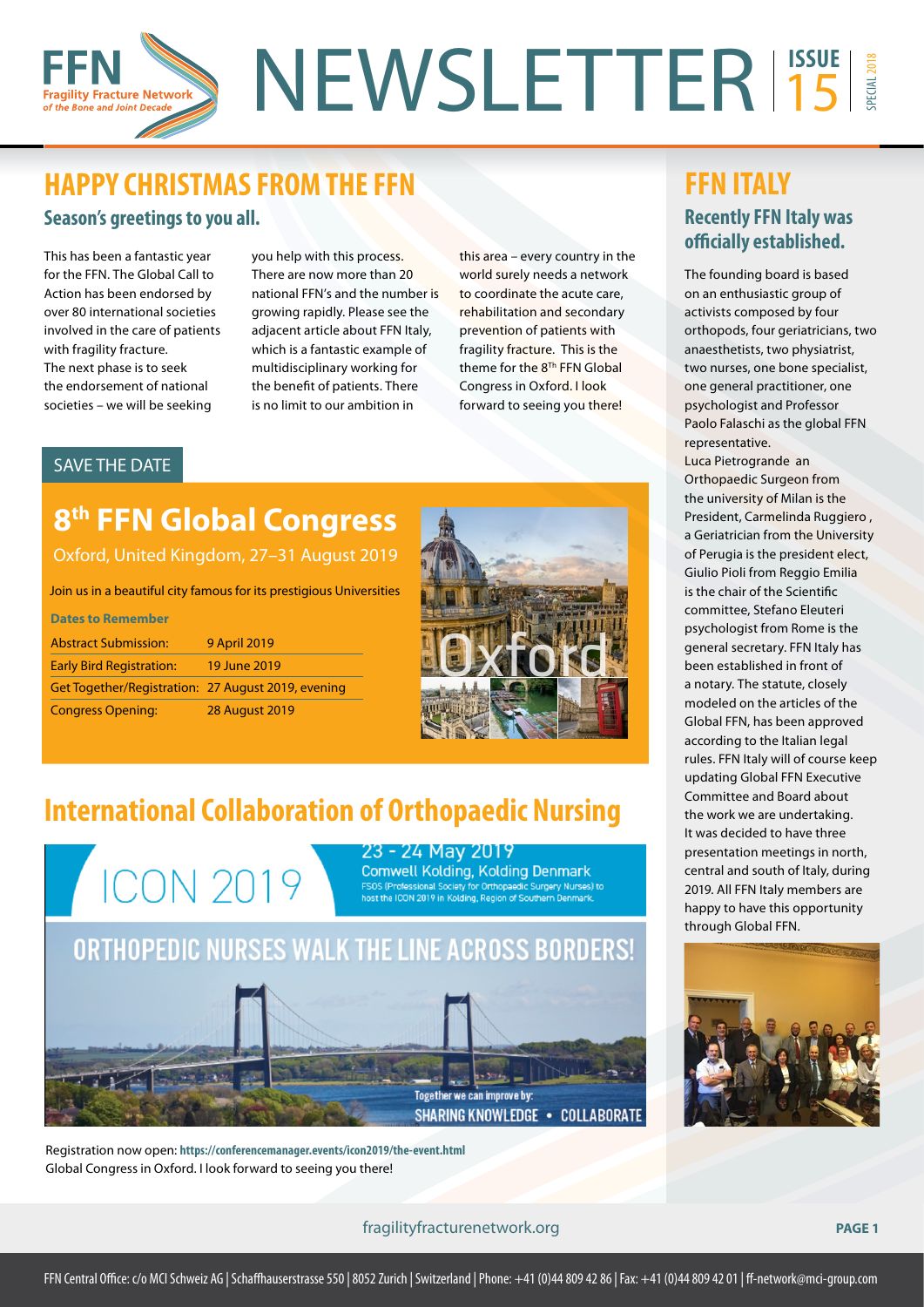# NEWSLETTER

ISSUE 15 SPECIAL 2018

## HAPPY CHRISTMAS FROM THE FFN

### Season's greetings to you all.

This has been a fantastic year for the FFN. The Global Call to Action has been endorsed by over 80 international societies involved in the care of patients with fragility fracture. The next phase is to seek the endorsement of national societies – we will be seeking you help with this process. There are now more than 20 national FFN's and the number is growing rapidly. Please see the adjacent article about FFN Italy, which is a fantastic example of multidisciplinary working for the benefit of patients. There is no limit to our ambition in this area – every country in the world surely needs a network to coordinate the acute care, rehabilitation and secondary prevention of patients with fragility fracture. This is the theme for the 8[Th] FFN Global Congress in Oxford. I look forward to seeing you there!

SAVE THE DATE

## 8th FFN Global Congress

Oxford, United Kingdom, 27–31 August 2019

Join us in a beautiful city famous for its prestigious Universities

**Dates to Remember**

| | |
|---|---|
| Abstract Submission: | 9 April 2019 |
| Early Bird Registration: | 19 June 2019 |
| Get Together/Registration: | 27 August 2019, evening |
| Congress Opening: | 28 August 2019 |

## International Collaboration of Orthopaedic Nursing

ICON 2019

23 - 24 May 2019

Comwell Kolding, Kolding Denmark

FSOS (Professional Society for Orthopaedic Surgery Nurses) to host the ICON 2019 in Kolding, Region of Southern Denmark.

ORTHOPEDIC NURSES WALK THE LINE ACROSS BORDERS!

Together we can improve by: SHARING KNOWLEDGE • COLLABORATE

Registration now open: **https://conferencemanager.events/icon2019/the-event.html**
Global Congress in Oxford. I look forward to seeing you there!

## FFN ITALY

### Recently FFN Italy was officially established.

The founding board is based on an enthusiastic group of activists composed by four orthopods, four geriatricians, two anaesthetists, two physiatrist, two nurses, one bone specialist, one general practitioner, one psychologist and Professor Paolo Falaschi as the global FFN representative.

Luca Pietrogrande an Orthopaedic Surgeon from the university of Milan is the President, Carmelinda Ruggiero , a Geriatrician from the University of Perugia is the president elect, Giulio Pioli from Reggio Emilia is the chair of the Scientific committee, Stefano Eleuteri psychologist from Rome is the general secretary. FFN Italy has been established in front of a notary. The statute, closely modeled on the articles of the Global FFN, has been approved according to the Italian legal rules. FFN Italy will of course keep updating Global FFN Executive Committee and Board about the work we are undertaking. It was decided to have three presentation meetings in north, central and south of Italy, during 2019. All FFN Italy members are happy to have this opportunity through Global FFN.

fragilityfracturenetwork.org

FFN Central Office: c/o MCI Schweiz AG | Schaffhauserstrasse 550 | 8052 Zurich | Switzerland | Phone: +41 (0)44 809 42 86 | Fax: +41 (0)44 809 42 01 | ff-network@mci-group.com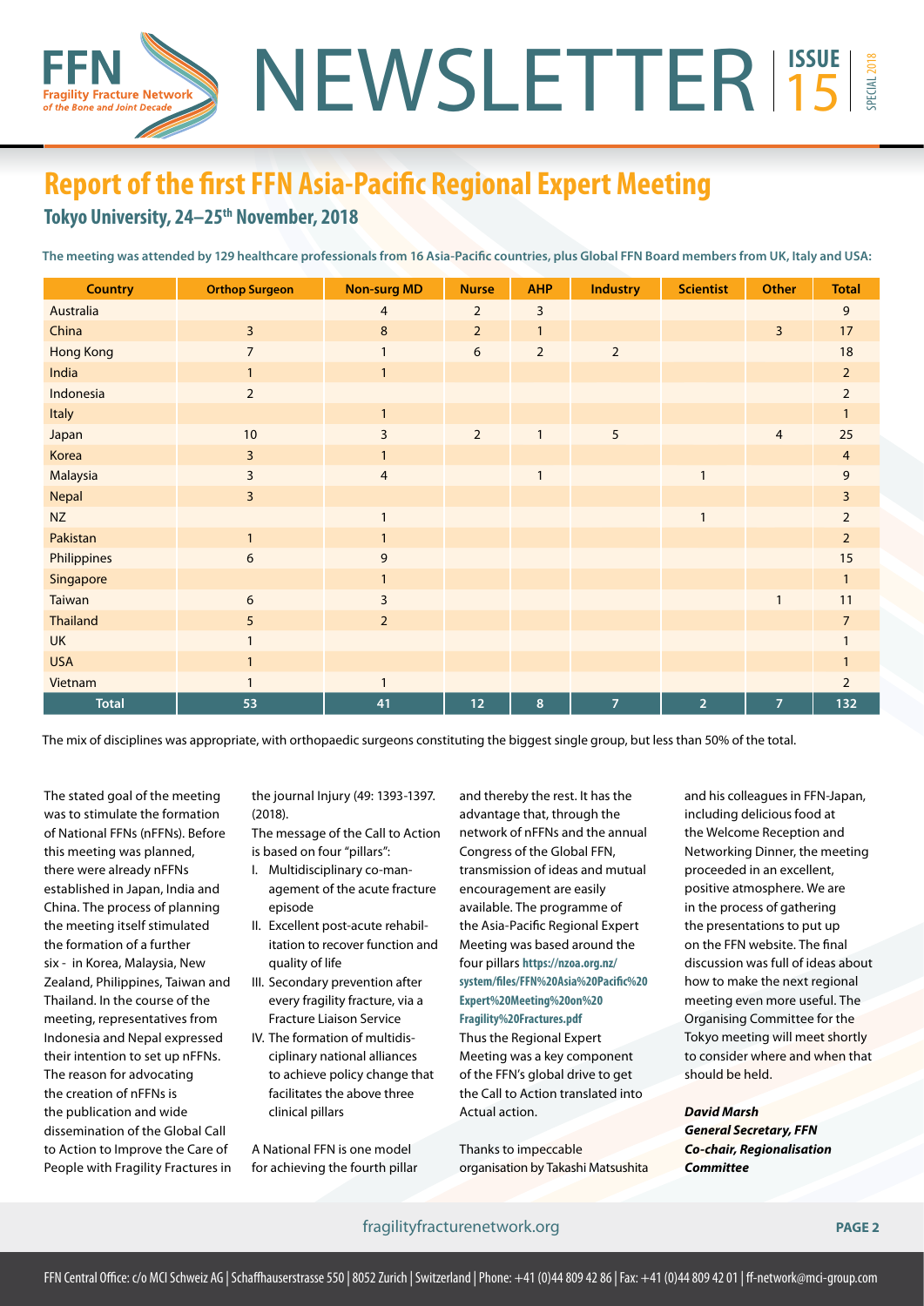# Report of the first FFN Asia-Pacific Regional Expert Meeting

## Tokyo University, 24–25th November, 2018

**The meeting was attended by 129 healthcare professionals from 16 Asia-Pacific countries, plus Global FFN Board members from UK, Italy and USA:**

| Country | Orthop Surgeon | Non-surg MD | Nurse | AHP | Industry | Scientist | Other | Total |
|---|---|---|---|---|---|---|---|---|
| Australia | | 4 | 2 | 3 | | | | 9 |
| China | 3 | 8 | 2 | 1 | | | 3 | 17 |
| Hong Kong | 7 | 1 | 6 | 2 | 2 | | | 18 |
| India | 1 | 1 | | | | | | 2 |
| Indonesia | 2 | | | | | | | 2 |
| Italy | | 1 | | | | | | 1 |
| Japan | 10 | 3 | 2 | 1 | 5 | | 4 | 25 |
| Korea | 3 | 1 | | | | | | 4 |
| Malaysia | 3 | 4 | | 1 | | 1 | | 9 |
| Nepal | 3 | | | | | | | 3 |
| NZ | | 1 | | | | 1 | | 2 |
| Pakistan | 1 | 1 | | | | | | 2 |
| Philippines | 6 | 9 | | | | | | 15 |
| Singapore | | 1 | | | | | | 1 |
| Taiwan | 6 | 3 | | | | | 1 | 11 |
| Thailand | 5 | 2 | | | | | | 7 |
| UK | 1 | | | | | | | 1 |
| USA | 1 | | | | | | | 1 |
| Vietnam | 1 | 1 | | | | | | 2 |
| **Total** | **53** | **41** | **12** | **8** | **7** | **2** | **7** | **132** |

The mix of disciplines was appropriate, with orthopaedic surgeons constituting the biggest single group, but less than 50% of the total.

The stated goal of the meeting was to stimulate the formation of National FFNs (nFFNs). Before this meeting was planned, there were already nFFNs established in Japan, India and China. The process of planning the meeting itself stimulated the formation of a further six - in Korea, Malaysia, New Zealand, Philippines, Taiwan and Thailand. In the course of the meeting, representatives from Indonesia and Nepal expressed their intention to set up nFFNs. The reason for advocating the creation of nFFNs is the publication and wide dissemination of the Global Call to Action to Improve the Care of People with Fragility Fractures in the journal Injury (49: 1393-1397. (2018).

The message of the Call to Action is based on four "pillars":

I. Multidisciplinary co-management of the acute fracture episode
II. Excellent post-acute rehabilitation to recover function and quality of life
III. Secondary prevention after every fragility fracture, via a Fracture Liaison Service
IV. The formation of multidisciplinary national alliances to achieve policy change that facilitates the above three clinical pillars

A National FFN is one model for achieving the fourth pillar and thereby the rest. It has the advantage that, through the network of nFFNs and the annual Congress of the Global FFN, transmission of ideas and mutual encouragement are easily available. The programme of the Asia-Pacific Regional Expert Meeting was based around the four pillars **https://nzoa.org.nz/system/files/FFN%20Asia%20Pacific%20Expert%20Meeting%20on%20Fragility%20Fractures.pdf**

Thus the Regional Expert Meeting was a key component of the FFN's global drive to get the Call to Action translated into Actual action.

Thanks to impeccable organisation by Takashi Matsushita and his colleagues in FFN-Japan, including delicious food at the Welcome Reception and Networking Dinner, the meeting proceeded in an excellent, positive atmosphere. We are in the process of gathering the presentations to put up on the FFN website. The final discussion was full of ideas about how to make the next regional meeting even more useful. The Organising Committee for the Tokyo meeting will meet shortly to consider where and when that should be held.

***David Marsh***
***General Secretary, FFN***
***Co-chair, Regionalisation Committee***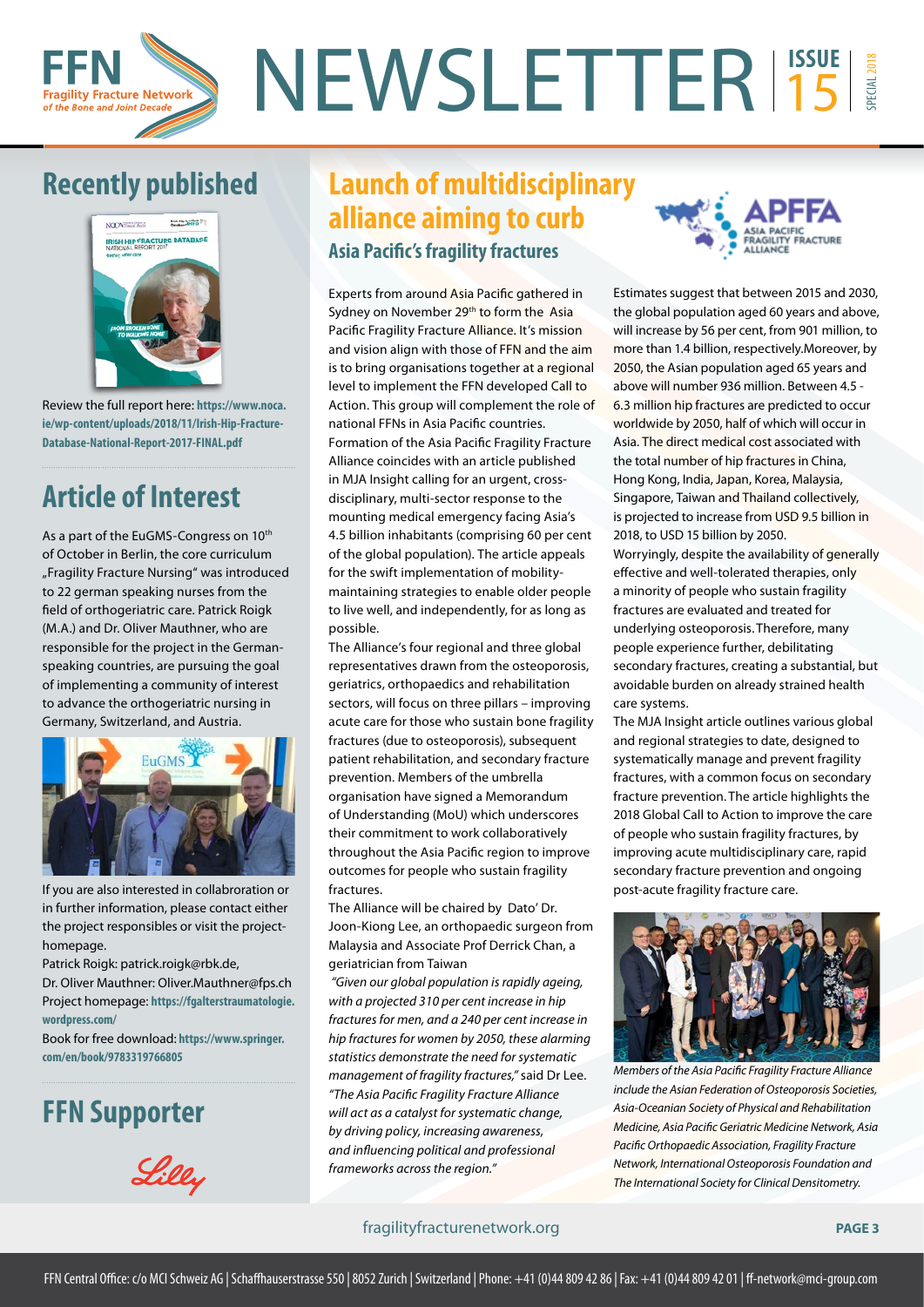# NEWSLETTER

ISSUE 15 SPECIAL 2018

## Recently published

Review the full report here: **https://www.noca.ie/wp-content/uploads/2018/11/Irish-Hip-Fracture-Database-National-Report-2017-FINAL.pdf**

## Article of Interest

As a part of the EuGMS-Congress on 10[th] of October in Berlin, the core curriculum „Fragility Fracture Nursing" was introduced to 22 german speaking nurses from the field of orthogeriatric care. Patrick Roigk (M.A.) and Dr. Oliver Mauthner, who are responsible for the project in the German-speaking countries, are pursuing the goal of implementing a community of interest to advance the orthogeriatric nursing in Germany, Switzerland, and Austria.

If you are also interested in collabroration or in further information, please contact either the project responsibles or visit the project-homepage.

Patrick Roigk: patrick.roigk@rbk.de,
Dr. Oliver Mauthner: Oliver.Mauthner@fps.ch
Project homepage: **https://fgalterstraumatologie.wordpress.com/**
Book for free download: **https://www.springer.com/en/book/9783319766805**

## FFN Supporter

Lilly

## Launch of multidisciplinary alliance aiming to curb

### Asia Pacific's fragility fractures

Experts from around Asia Pacific gathered in Sydney on November 29[th] to form the Asia Pacific Fragility Fracture Alliance. It's mission and vision align with those of FFN and the aim is to bring organisations together at a regional level to implement the FFN developed Call to Action. This group will complement the role of national FFNs in Asia Pacific countries.
Formation of the Asia Pacific Fragility Fracture Alliance coincides with an article published in MJA Insight calling for an urgent, cross-disciplinary, multi-sector response to the mounting medical emergency facing Asia's 4.5 billion inhabitants (comprising 60 per cent of the global population). The article appeals for the swift implementation of mobility-maintaining strategies to enable older people to live well, and independently, for as long as possible.
The Alliance's four regional and three global representatives drawn from the osteoporosis, geriatrics, orthopaedics and rehabilitation sectors, will focus on three pillars – improving acute care for those who sustain bone fragility fractures (due to osteoporosis), subsequent patient rehabilitation, and secondary fracture prevention. Members of the umbrella organisation have signed a Memorandum of Understanding (MoU) which underscores their commitment to work collaboratively throughout the Asia Pacific region to improve outcomes for people who sustain fragility fractures.
The Alliance will be chaired by Dato' Dr. Joon-Kiong Lee, an orthopaedic surgeon from Malaysia and Associate Prof Derrick Chan, a geriatrician from Taiwan

*"Given our global population is rapidly ageing, with a projected 310 per cent increase in hip fractures for men, and a 240 per cent increase in hip fractures for women by 2050, these alarming statistics demonstrate the need for systematic management of fragility fractures,"* said Dr Lee. *"The Asia Pacific Fragility Fracture Alliance will act as a catalyst for systematic change, by driving policy, increasing awareness, and influencing political and professional frameworks across the region."*

Estimates suggest that between 2015 and 2030, the global population aged 60 years and above, will increase by 56 per cent, from 901 million, to more than 1.4 billion, respectively.Moreover, by 2050, the Asian population aged 65 years and above will number 936 million. Between 4.5 - 6.3 million hip fractures are predicted to occur worldwide by 2050, half of which will occur in Asia. The direct medical cost associated with the total number of hip fractures in China, Hong Kong, India, Japan, Korea, Malaysia, Singapore, Taiwan and Thailand collectively, is projected to increase from USD 9.5 billion in 2018, to USD 15 billion by 2050.
Worryingly, despite the availability of generally effective and well-tolerated therapies, only a minority of people who sustain fragility fractures are evaluated and treated for underlying osteoporosis.Therefore, many people experience further, debilitating secondary fractures, creating a substantial, but avoidable burden on already strained health care systems.
The MJA Insight article outlines various global and regional strategies to date, designed to systematically manage and prevent fragility fractures, with a common focus on secondary fracture prevention. The article highlights the 2018 Global Call to Action to improve the care of people who sustain fragility fractures, by improving acute multidisciplinary care, rapid secondary fracture prevention and ongoing post-acute fragility fracture care.

*Members of the Asia Pacific Fragility Fracture Alliance include the Asian Federation of Osteoporosis Societies, Asia-Oceanian Society of Physical and Rehabilitation Medicine, Asia Pacific Geriatric Medicine Network, Asia Pacific Orthopaedic Association, Fragility Fracture Network, International Osteoporosis Foundation and The International Society for Clinical Densitometry.*

fragilityfracturenetwork.org

FFN Central Office: c/o MCI Schweiz AG | Schaffhauserstrasse 550 | 8052 Zurich | Switzerland | Phone: +41 (0)44 809 42 86 | Fax: +41 (0)44 809 42 01 | ff-network@mci-group.com